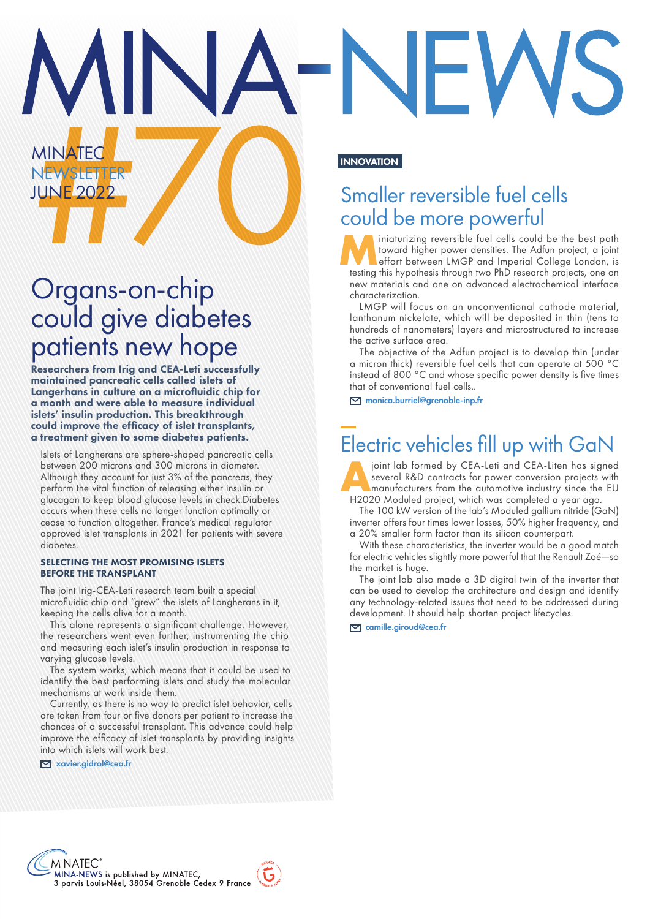# MINA-NEWS

MINATEC NEWSLETTER JUNE 2022

#70

## Organs-on-chip could give diabetes patients new hope

**Researchers from Irig and CEA-Leti successfully maintained pancreatic cells called islets of Langerhans in culture on a microfluidic chip for a month and were able to measure individual islets' insulin production. This breakthrough could improve the efficacy of islet transplants, a treatment given to some diabetes patients.**

Islets of Langherans are sphere-shaped pancreatic cells between 200 microns and 300 microns in diameter. Although they account for just 3% of the pancreas, they perform the vital function of releasing either insulin or glucagon to keep blood glucose levels in check.Diabetes occurs when these cells no longer function optimally or cease to function altogether. France's medical regulator approved islet transplants in 2021 for patients with severe diabetes.

### SELECTING THE MOST PROMISING ISLETS BEFORE THE TRANSPLANT

The joint Irig-CEA-Leti research team built a special microfluidic chip and "grew" the islets of Langherans in it, keeping the cells alive for a month.

This alone represents a significant challenge. However, the researchers went even further, instrumenting the chip and measuring each islet's insulin production in response to varying glucose levels.

The system works, which means that it could be used to identify the best performing islets and study the molecular mechanisms at work inside them.

Currently, as there is no way to predict islet behavior, cells are taken from four or five donors per patient to increase the chances of a successful transplant. This advance could help improve the efficacy of islet transplants by providing insights into which islets will work best.

xavier.gidrol@cea.fr

**INNOVATION**

## Smaller reversible fuel cells could be more powerful

Miniaturizing reversible fuel cells could be the best path toward higher power densities. The Adfun project, a joint effort between LMGP and Imperial College London, is testing this hypothesis through two PhD research projects, one on new materials and one on advanced electrochemical interface characterization.

LMGP will focus on an unconventional cathode material, lanthanum nickelate, which will be deposited in thin (tens to hundreds of nanometers) layers and microstructured to increase the active surface area.

The objective of the Adfun project is to develop thin (under a micron thick) reversible fuel cells that can operate at 500 °C instead of 800 °C and whose specific power density is five times that of conventional fuel cells..

monica.burriel@grenoble-inp.fr

## Electric vehicles fill up with GaN

A joint lab formed by CEA-Leti and CEA-Liten has signed several R&D contracts for power conversion projects with manufacturers from the automotive industry since the EU H2020 Moduled project, which was completed a year ago.

The 100 kW version of the lab's Moduled gallium nitride (GaN) inverter offers four times lower losses, 50% higher frequency, and a 20% smaller form factor than its silicon counterpart.

With these characteristics, the inverter would be a good match for electric vehicles slightly more powerful that the Renault Zoé—so the market is huge.

The joint lab also made a 3D digital twin of the inverter that can be used to develop the architecture and design and identify any technology-related issues that need to be addressed during development. It should help shorten project lifecycles.

camille.giroud@cea.fr

MINATEC®
MINA-NEWS is published by MINATEC,
3 parvis Louis-Néel, 38054 Grenoble Cedex 9 France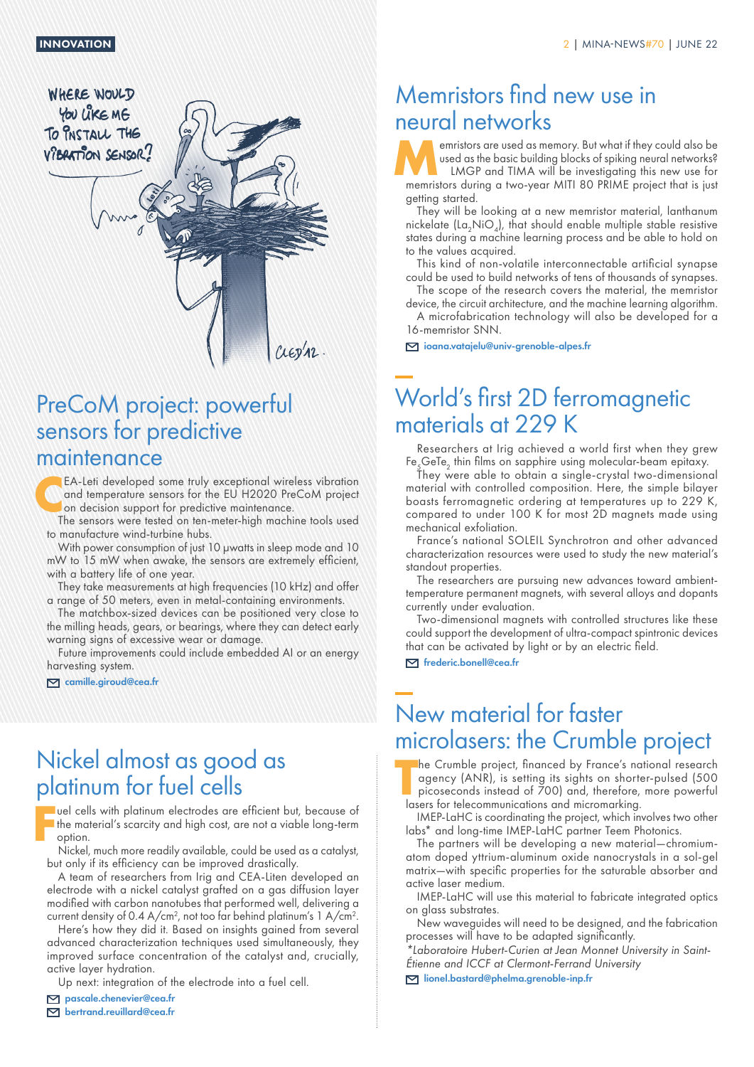INNOVATION

# PreCoM project: powerful sensors for predictive maintenance

CEA-Leti developed some truly exceptional wireless vibration and temperature sensors for the EU H2020 PreCoM project on decision support for predictive maintenance.

The sensors were tested on ten-meter-high machine tools used to manufacture wind-turbine hubs.

With power consumption of just 10 µwatts in sleep mode and 10 mW to 15 mW when awake, the sensors are extremely efficient, with a battery life of one year.

They take measurements at high frequencies (10 kHz) and offer a range of 50 meters, even in metal-containing environments.

The matchbox-sized devices can be positioned very close to the milling heads, gears, or bearings, where they can detect early warning signs of excessive wear or damage.

Future improvements could include embedded AI or an energy harvesting system.

camille.giroud@cea.fr

# Nickel almost as good as platinum for fuel cells

Fuel cells with platinum electrodes are efficient but, because of the material's scarcity and high cost, are not a viable long-term option.

Nickel, much more readily available, could be used as a catalyst, but only if its efficiency can be improved drastically.

A team of researchers from Irig and CEA-Liten developed an electrode with a nickel catalyst grafted on a gas diffusion layer modified with carbon nanotubes that performed well, delivering a current density of 0.4 A/cm$^2$, not too far behind platinum's 1 A/cm$^2$.

Here's how they did it. Based on insights gained from several advanced characterization techniques used simultaneously, they improved surface concentration of the catalyst and, crucially, active layer hydration.

Up next: integration of the electrode into a fuel cell.

pascale.chenevier@cea.fr
bertrand.reuillard@cea.fr

# Memristors find new use in neural networks

Memristors are used as memory. But what if they could also be used as the basic building blocks of spiking neural networks? LMGP and TIMA will be investigating this new use for memristors during a two-year MITI 80 PRIME project that is just getting started.

They will be looking at a new memristor material, lanthanum nickelate ($La_2NiO_4$), that should enable multiple stable resistive states during a machine learning process and be able to hold on to the values acquired.

This kind of non-volatile interconnectable artificial synapse could be used to build networks of tens of thousands of synapses.

The scope of the research covers the material, the memristor device, the circuit architecture, and the machine learning algorithm.

A microfabrication technology will also be developed for a 16-memristor SNN.

ioana.vatajelu@univ-grenoble-alpes.fr

# World's first 2D ferromagnetic materials at 229 K

Researchers at Irig achieved a world first when they grew $Fe_5GeTe_2$ thin films on sapphire using molecular-beam epitaxy.

They were able to obtain a single-crystal two-dimensional material with controlled composition. Here, the simple bilayer boasts ferromagnetic ordering at temperatures up to 229 K, compared to under 100 K for most 2D magnets made using mechanical exfoliation.

France's national SOLEIL Synchrotron and other advanced characterization resources were used to study the new material's standout properties.

The researchers are pursuing new advances toward ambient-temperature permanent magnets, with several alloys and dopants currently under evaluation.

Two-dimensional magnets with controlled structures like these could support the development of ultra-compact spintronic devices that can be activated by light or by an electric field.

frederic.bonell@cea.fr

# New material for faster microlasers: the Crumble project

The Crumble project, financed by France's national research agency (ANR), is setting its sights on shorter-pulsed (500 picoseconds instead of 700) and, therefore, more powerful lasers for telecommunications and micromarking.

IMEP-LaHC is coordinating the project, which involves two other labs* and long-time IMEP-LaHC partner Teem Photonics.

The partners will be developing a new material—chromium-atom doped yttrium-aluminum oxide nanocrystals in a sol-gel matrix—with specific properties for the saturable absorber and active laser medium.

IMEP-LaHC will use this material to fabricate integrated optics on glass substrates.

New waveguides will need to be designed, and the fabrication processes will have to be adapted significantly.

*\*Laboratoire Hubert-Curien at Jean Monnet University in Saint-Étienne and ICCF at Clermont-Ferrand University*

lionel.bastard@phelma.grenoble-inp.fr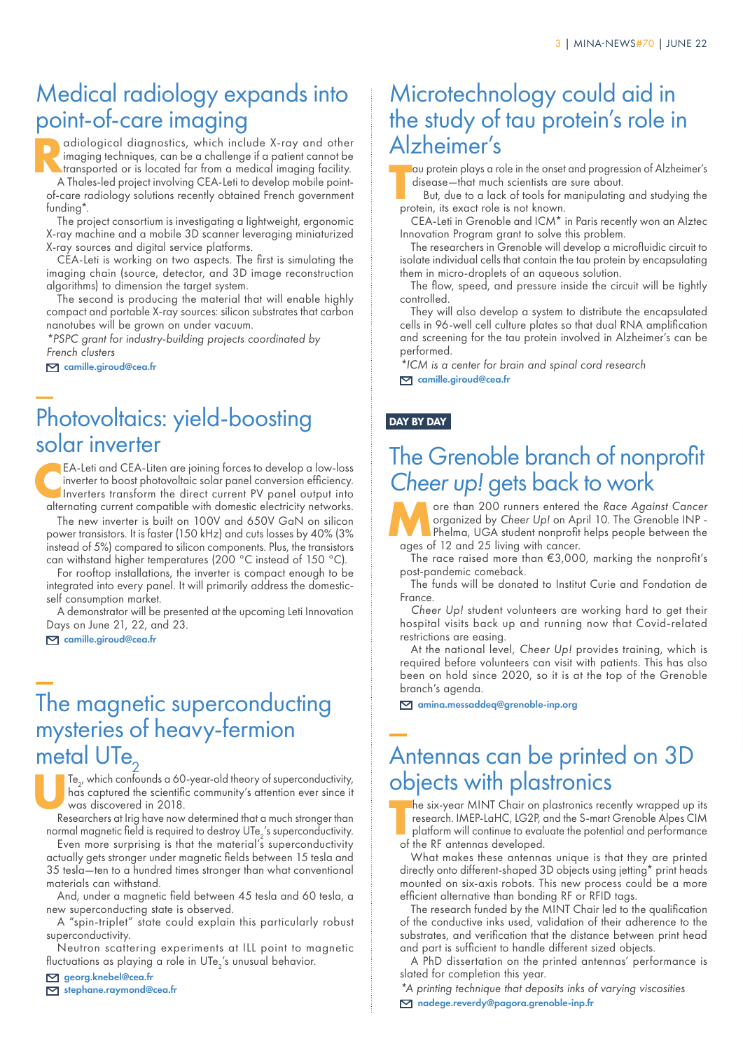## Medical radiology expands into point-of-care imaging

Radiological diagnostics, which include X-ray and other imaging techniques, can be a challenge if a patient cannot be transported or is located far from a medical imaging facility.

A Thales-led project involving CEA-Leti to develop mobile point-of-care radiology solutions recently obtained French government funding*.

The project consortium is investigating a lightweight, ergonomic X-ray machine and a mobile 3D scanner leveraging miniaturized X-ray sources and digital service platforms.

CEA-Leti is working on two aspects. The first is simulating the imaging chain (source, detector, and 3D image reconstruction algorithms) to dimension the target system.

The second is producing the material that will enable highly compact and portable X-ray sources: silicon substrates that carbon nanotubes will be grown on under vacuum.

*\*PSPC grant for industry-building projects coordinated by French clusters*

camille.giroud@cea.fr

## Photovoltaics: yield-boosting solar inverter

CEA-Leti and CEA-Liten are joining forces to develop a low-loss inverter to boost photovoltaic solar panel conversion efficiency. Inverters transform the direct current PV panel output into alternating current compatible with domestic electricity networks.

The new inverter is built on 100V and 650V GaN on silicon power transistors. It is faster (150 kHz) and cuts losses by 40% (3% instead of 5%) compared to silicon components. Plus, the transistors can withstand higher temperatures (200 °C instead of 150 °C).

For rooftop installations, the inverter is compact enough to be integrated into every panel. It will primarily address the domestic-self consumption market.

A demonstrator will be presented at the upcoming Leti Innovation Days on June 21, 22, and 23.

camille.giroud@cea.fr

## The magnetic superconducting mysteries of heavy-fermion metal $UTe_2$

$UTe_2$, which confounds a 60-year-old theory of superconductivity, has captured the scientific community's attention ever since it was discovered in 2018.

Researchers at Irig have now determined that a much stronger than normal magnetic field is required to destroy $UTe_2$'s superconductivity.

Even more surprising is that the material's superconductivity actually gets stronger under magnetic fields between 15 tesla and 35 tesla—ten to a hundred times stronger than what conventional materials can withstand.

And, under a magnetic field between 45 tesla and 60 tesla, a new superconducting state is observed.

A "spin-triplet" state could explain this particularly robust superconductivity.

Neutron scattering experiments at ILL point to magnetic fluctuations as playing a role in $UTe_2$'s unusual behavior.

georg.knebel@cea.fr
stephane.raymond@cea.fr

## Microtechnology could aid in the study of tau protein's role in Alzheimer's

Tau protein plays a role in the onset and progression of Alzheimer's disease—that much scientists are sure about.

But, due to a lack of tools for manipulating and studying the protein, its exact role is not known.

CEA-Leti in Grenoble and ICM* in Paris recently won an Alztec Innovation Program grant to solve this problem.

The researchers in Grenoble will develop a microfluidic circuit to isolate individual cells that contain the tau protein by encapsulating them in micro-droplets of an aqueous solution.

The flow, speed, and pressure inside the circuit will be tightly controlled.

They will also develop a system to distribute the encapsulated cells in 96-well cell culture plates so that dual RNA amplification and screening for the tau protein involved in Alzheimer's can be performed.

*\*ICM is a center for brain and spinal cord research*

camille.giroud@cea.fr

**DAY BY DAY**

## The Grenoble branch of nonprofit *Cheer up!* gets back to work

More than 200 runners entered the *Race Against Cancer* organized by *Cheer Up!* on April 10. The Grenoble INP - Phelma, UGA student nonprofit helps people between the ages of 12 and 25 living with cancer.

The race raised more than €3,000, marking the nonprofit's post-pandemic comeback.

The funds will be donated to Institut Curie and Fondation de France.

*Cheer Up!* student volunteers are working hard to get their hospital visits back up and running now that Covid-related restrictions are easing.

At the national level, *Cheer Up!* provides training, which is required before volunteers can visit with patients. This has also been on hold since 2020, so it is at the top of the Grenoble branch's agenda.

amina.messaddeq@grenoble-inp.org

## Antennas can be printed on 3D objects with plastronics

The six-year MINT Chair on plastronics recently wrapped up its research. IMEP-LaHC, LG2P, and the S-mart Grenoble Alpes CIM platform will continue to evaluate the potential and performance of the RF antennas developed.

What makes these antennas unique is that they are printed directly onto different-shaped 3D objects using jetting* print heads mounted on six-axis robots. This new process could be a more efficient alternative than bonding RF or RFID tags.

The research funded by the MINT Chair led to the qualification of the conductive inks used, validation of their adherence to the substrates, and verification that the distance between print head and part is sufficient to handle different sized objects.

A PhD dissertation on the printed antennas' performance is slated for completion this year.

*\*A printing technique that deposits inks of varying viscosities*

nadege.reverdy@pagora.grenoble-inp.fr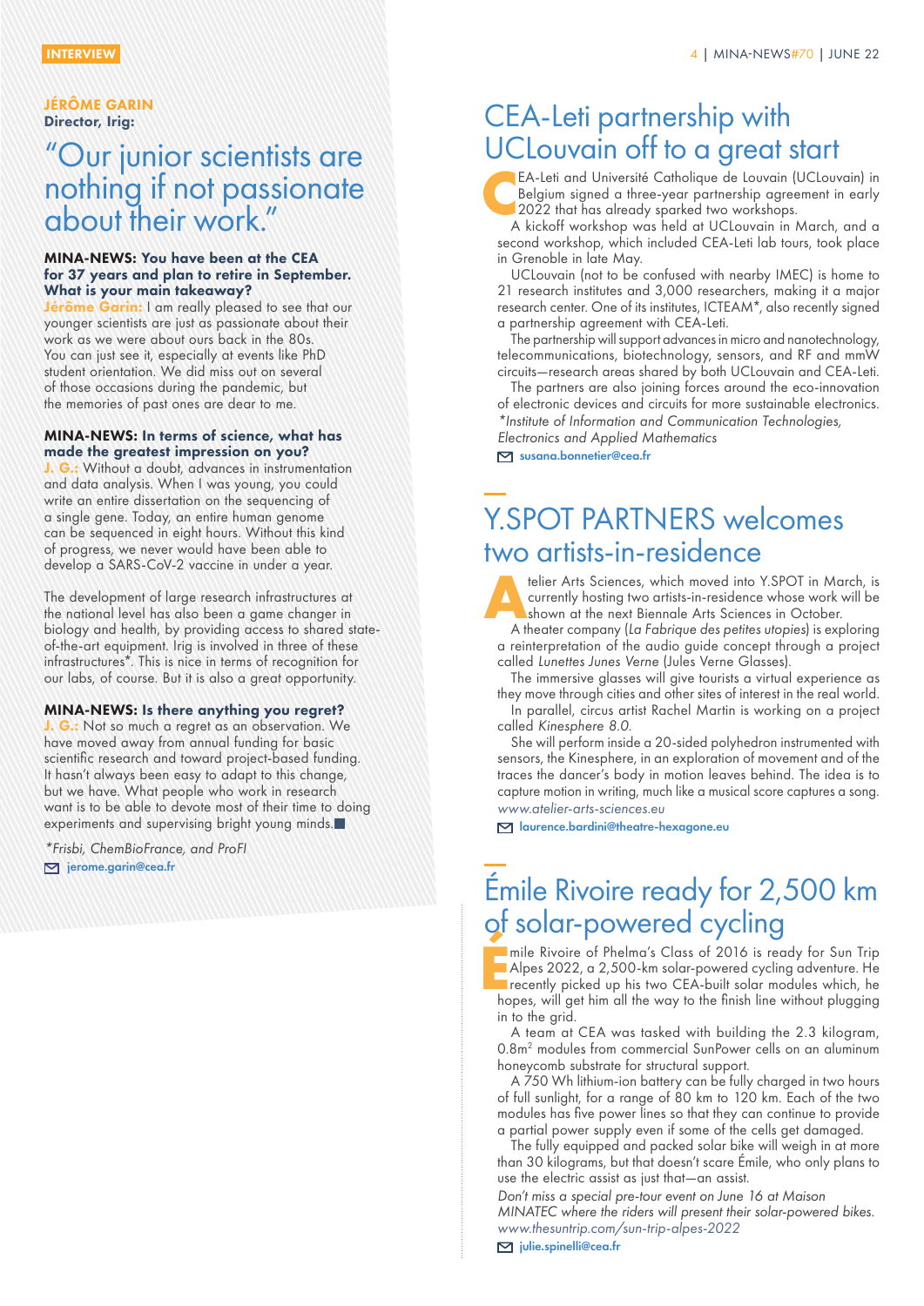INTERVIEW

**JÉRÔME GARIN**
**Director, Irig:**

# "Our junior scientists are nothing if not passionate about their work."

**MINA-NEWS: You have been at the CEA for 37 years and plan to retire in September. What is your main takeaway?**

**Jérôme Garin:** I am really pleased to see that our younger scientists are just as passionate about their work as we were about ours back in the 80s. You can just see it, especially at events like PhD student orientation. We did miss out on several of those occasions during the pandemic, but the memories of past ones are dear to me.

**MINA-NEWS: In terms of science, what has made the greatest impression on you?**

**J. G.:** Without a doubt, advances in instrumentation and data analysis. When I was young, you could write an entire dissertation on the sequencing of a single gene. Today, an entire human genome can be sequenced in eight hours. Without this kind of progress, we never would have been able to develop a SARS-CoV-2 vaccine in under a year.

The development of large research infrastructures at the national level has also been a game changer in biology and health, by providing access to shared state-of-the-art equipment. Irig is involved in three of these infrastructures*. This is nice in terms of recognition for our labs, of course. But it is also a great opportunity.

**MINA-NEWS: Is there anything you regret?**

**J. G.:** Not so much a regret as an observation. We have moved away from annual funding for basic scientific research and toward project-based funding. It hasn't always been easy to adapt to this change, but we have. What people who work in research want is to be able to devote most of their time to doing experiments and supervising bright young minds.■

*\*Frisbi, ChemBioFrance, and ProFI*

jerome.garin@cea.fr

## CEA-Leti partnership with UCLouvain off to a great start

CEA-Leti and Université Catholique de Louvain (UCLouvain) in Belgium signed a three-year partnership agreement in early 2022 that has already sparked two workshops.

A kickoff workshop was held at UCLouvain in March, and a second workshop, which included CEA-Leti lab tours, took place in Grenoble in late May.

UCLouvain (not to be confused with nearby IMEC) is home to 21 research institutes and 3,000 researchers, making it a major research center. One of its institutes, ICTEAM*, also recently signed a partnership agreement with CEA-Leti.

The partnership will support advances in micro and nanotechnology, telecommunications, biotechnology, sensors, and RF and mmW circuits—research areas shared by both UCLouvain and CEA-Leti.

The partners are also joining forces around the eco-innovation of electronic devices and circuits for more sustainable electronics.

*\*Institute of Information and Communication Technologies, Electronics and Applied Mathematics*

susana.bonnetier@cea.fr

## Y.SPOT PARTNERS welcomes two artists-in-residence

Atelier Arts Sciences, which moved into Y.SPOT in March, is currently hosting two artists-in-residence whose work will be shown at the next Biennale Arts Sciences in October.

A theater company (*La Fabrique des petites utopies*) is exploring a reinterpretation of the audio guide concept through a project called *Lunettes Junes Verne* (Jules Verne Glasses).

The immersive glasses will give tourists a virtual experience as they move through cities and other sites of interest in the real world.

In parallel, circus artist Rachel Martin is working on a project called *Kinesphere 8.0*.

She will perform inside a 20-sided polyhedron instrumented with sensors, the Kinesphere, in an exploration of movement and of the traces the dancer's body in motion leaves behind. The idea is to capture motion in writing, much like a musical score captures a song.

*www.atelier-arts-sciences.eu*

laurence.bardini@theatre-hexagone.eu

## Émile Rivoire ready for 2,500 km of solar-powered cycling

Émile Rivoire of Phelma's Class of 2016 is ready for Sun Trip Alpes 2022, a 2,500-km solar-powered cycling adventure. He recently picked up his two CEA-built solar modules which, he hopes, will get him all the way to the finish line without plugging in to the grid.

A team at CEA was tasked with building the 2.3 kilogram, 0.8m$^2$ modules from commercial SunPower cells on an aluminum honeycomb substrate for structural support.

A 750 Wh lithium-ion battery can be fully charged in two hours of full sunlight, for a range of 80 km to 120 km. Each of the two modules has five power lines so that they can continue to provide a partial power supply even if some of the cells get damaged.

The fully equipped and packed solar bike will weigh in at more than 30 kilograms, but that doesn't scare Émile, who only plans to use the electric assist as just that—an assist.

*Don't miss a special pre-tour event on June 16 at Maison MINATEC where the riders will present their solar-powered bikes.*

*www.thesuntrip.com/sun-trip-alpes-2022*

julie.spinelli@cea.fr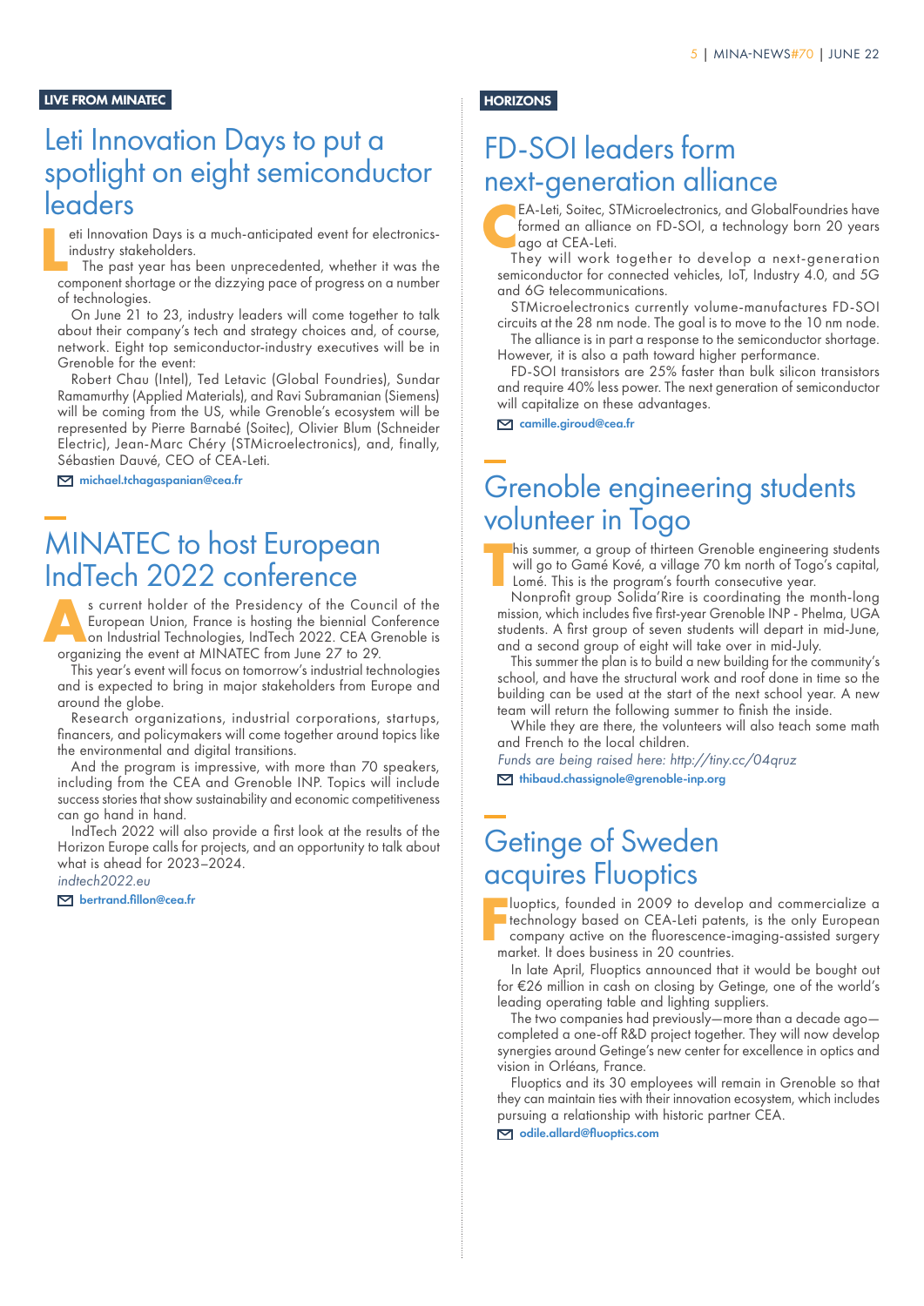LIVE FROM MINATEC

## Leti Innovation Days to put a spotlight on eight semiconductor leaders

Leti Innovation Days is a much-anticipated event for electronics-industry stakeholders.

The past year has been unprecedented, whether it was the component shortage or the dizzying pace of progress on a number of technologies.

On June 21 to 23, industry leaders will come together to talk about their company's tech and strategy choices and, of course, network. Eight top semiconductor-industry executives will be in Grenoble for the event:

Robert Chau (Intel), Ted Letavic (Global Foundries), Sundar Ramamurthy (Applied Materials), and Ravi Subramanian (Siemens) will be coming from the US, while Grenoble's ecosystem will be represented by Pierre Barnabé (Soitec), Olivier Blum (Schneider Electric), Jean-Marc Chéry (STMicroelectronics), and, finally, Sébastien Dauvé, CEO of CEA-Leti.

michael.tchagaspanian@cea.fr

## MINATEC to host European IndTech 2022 conference

As current holder of the Presidency of the Council of the European Union, France is hosting the biennial Conference on Industrial Technologies, IndTech 2022. CEA Grenoble is organizing the event at MINATEC from June 27 to 29.

This year's event will focus on tomorrow's industrial technologies and is expected to bring in major stakeholders from Europe and around the globe.

Research organizations, industrial corporations, startups, financers, and policymakers will come together around topics like the environmental and digital transitions.

And the program is impressive, with more than 70 speakers, including from the CEA and Grenoble INP. Topics will include success stories that show sustainability and economic competitiveness can go hand in hand.

IndTech 2022 will also provide a first look at the results of the Horizon Europe calls for projects, and an opportunity to talk about what is ahead for 2023–2024.

*indtech2022.eu*

bertrand.fillon@cea.fr

HORIZONS

## FD-SOI leaders form next-generation alliance

CEA-Leti, Soitec, STMicroelectronics, and GlobalFoundries have formed an alliance on FD-SOI, a technology born 20 years ago at CEA-Leti.

They will work together to develop a next-generation semiconductor for connected vehicles, IoT, Industry 4.0, and 5G and 6G telecommunications.

STMicroelectronics currently volume-manufactures FD-SOI circuits at the 28 nm node. The goal is to move to the 10 nm node.

The alliance is in part a response to the semiconductor shortage. However, it is also a path toward higher performance.

FD-SOI transistors are 25% faster than bulk silicon transistors and require 40% less power. The next generation of semiconductor will capitalize on these advantages.

camille.giroud@cea.fr

## Grenoble engineering students volunteer in Togo

This summer, a group of thirteen Grenoble engineering students will go to Gamé Kové, a village 70 km north of Togo's capital, Lomé. This is the program's fourth consecutive year.

Nonprofit group Solida'Rire is coordinating the month-long mission, which includes five first-year Grenoble INP - Phelma, UGA students. A first group of seven students will depart in mid-June, and a second group of eight will take over in mid-July.

This summer the plan is to build a new building for the community's school, and have the structural work and roof done in time so the building can be used at the start of the next school year. A new team will return the following summer to finish the inside.

While they are there, the volunteers will also teach some math and French to the local children.

*Funds are being raised here: http://tiny.cc/04qruz*

thibaud.chassignole@grenoble-inp.org

## Getinge of Sweden acquires Fluoptics

Fluoptics, founded in 2009 to develop and commercialize a technology based on CEA-Leti patents, is the only European company active on the fluorescence-imaging-assisted surgery market. It does business in 20 countries.

In late April, Fluoptics announced that it would be bought out for €26 million in cash on closing by Getinge, one of the world's leading operating table and lighting suppliers.

The two companies had previously—more than a decade ago—completed a one-off R&D project together. They will now develop synergies around Getinge's new center for excellence in optics and vision in Orléans, France.

Fluoptics and its 30 employees will remain in Grenoble so that they can maintain ties with their innovation ecosystem, which includes pursuing a relationship with historic partner CEA.

odile.allard@fluoptics.com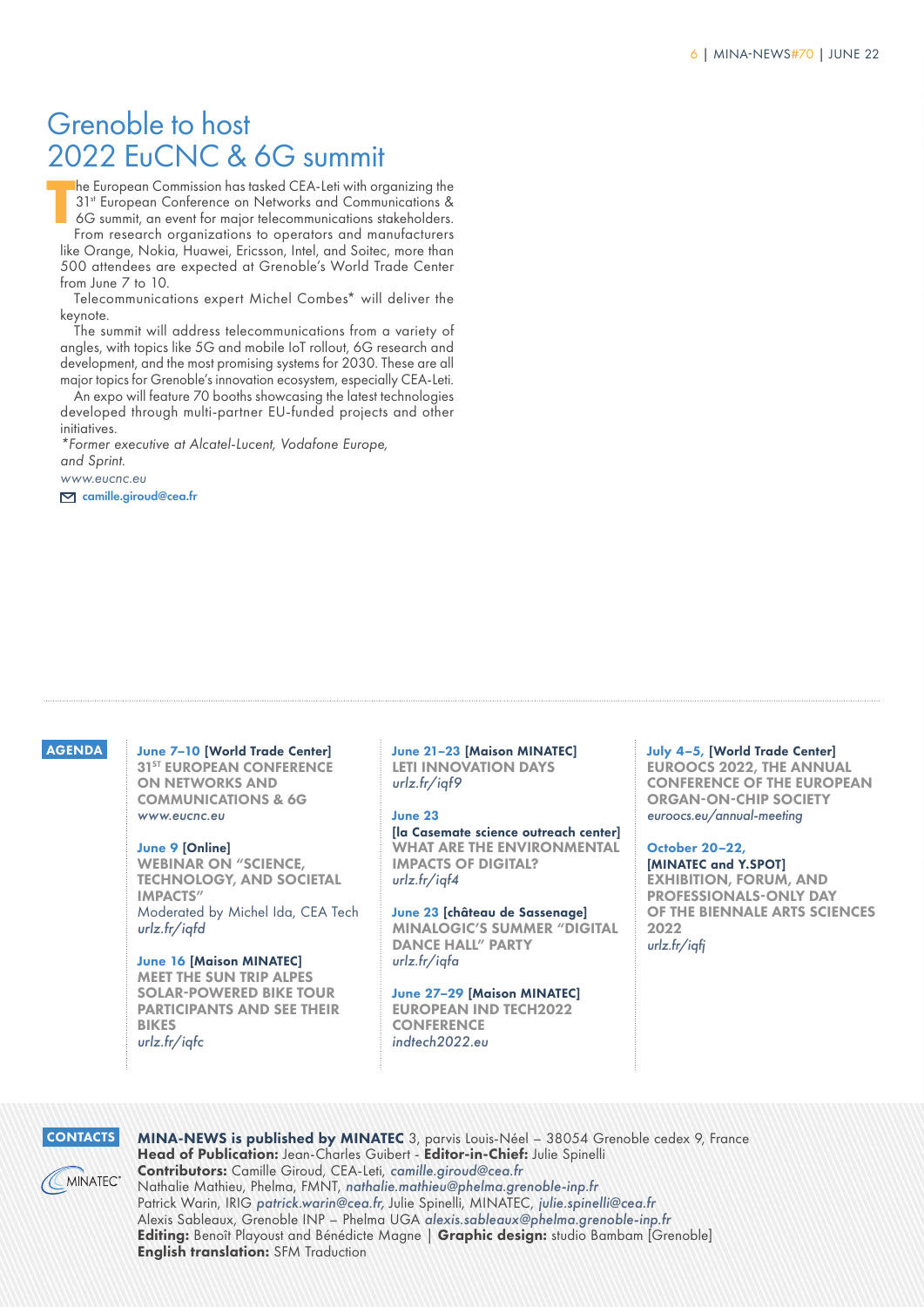# Grenoble to host 2022 EuCNC & 6G summit

The European Commission has tasked CEA-Leti with organizing the 31st European Conference on Networks and Communications & 6G summit, an event for major telecommunications stakeholders. From research organizations to operators and manufacturers like Orange, Nokia, Huawei, Ericsson, Intel, and Soitec, more than 500 attendees are expected at Grenoble's World Trade Center from June 7 to 10.

Telecommunications expert Michel Combes* will deliver the keynote.

The summit will address telecommunications from a variety of angles, with topics like 5G and mobile IoT rollout, 6G research and development, and the most promising systems for 2030. These are all major topics for Grenoble's innovation ecosystem, especially CEA-Leti.

An expo will feature 70 booths showcasing the latest technologies developed through multi-partner EU-funded projects and other initiatives.

*\*Former executive at Alcatel-Lucent, Vodafone Europe, and Sprint.*

*www.eucnc.eu*

camille.giroud@cea.fr

## AGENDA

**June 7–10 [World Trade Center]**
**31ST EUROPEAN CONFERENCE ON NETWORKS AND COMMUNICATIONS & 6G**
*www.eucnc.eu*

**June 9 [Online]**
**WEBINAR ON "SCIENCE, TECHNOLOGY, AND SOCIETAL IMPACTS"**
Moderated by Michel Ida, CEA Tech
*urlz.fr/iqfd*

**June 16 [Maison MINATEC]**
**MEET THE SUN TRIP ALPES SOLAR-POWERED BIKE TOUR PARTICIPANTS AND SEE THEIR BIKES**
*urlz.fr/iqfc*

**June 21–23 [Maison MINATEC]**
**LETI INNOVATION DAYS**
*urlz.fr/iqf9*

**June 23 [la Casemate science outreach center]**
**WHAT ARE THE ENVIRONMENTAL IMPACTS OF DIGITAL?**
*urlz.fr/iqf4*

**June 23 [château de Sassenage]**
**MINALOGIC'S SUMMER "DIGITAL DANCE HALL" PARTY**
*urlz.fr/iqfa*

**June 27–29 [Maison MINATEC]**
**EUROPEAN IND TECH2022 CONFERENCE**
*indtech2022.eu*

**July 4–5, [World Trade Center]**
**EUROOCS 2022, THE ANNUAL CONFERENCE OF THE EUROPEAN ORGAN-ON-CHIP SOCIETY**
*euroocs.eu/annual-meeting*

**October 20–22, [MINATEC and Y.SPOT]**
**EXHIBITION, FORUM, AND PROFESSIONALS-ONLY DAY OF THE BIENNALE ARTS SCIENCES 2022**
*urlz.fr/iqfj*

## CONTACTS

**MINA-NEWS is published by MINATEC** 3, parvis Louis-Néel – 38054 Grenoble cedex 9, France
**Head of Publication:** Jean-Charles Guibert - **Editor-in-Chief:** Julie Spinelli
**Contributors:** Camille Giroud, CEA-Leti, *camille.giroud@cea.fr*
Nathalie Mathieu, Phelma, FMNT, *nathalie.mathieu@phelma.grenoble-inp.fr*
Patrick Warin, IRIG *patrick.warin@cea.fr,* Julie Spinelli, MINATEC, *julie.spinelli@cea.fr*
Alexis Sableaux, Grenoble INP – Phelma UGA *alexis.sableaux@phelma.grenoble-inp.fr*
**Editing:** Benoît Playoust and Bénédicte Magne | **Graphic design:** studio Bambam [Grenoble]
**English translation:** SFM Traduction